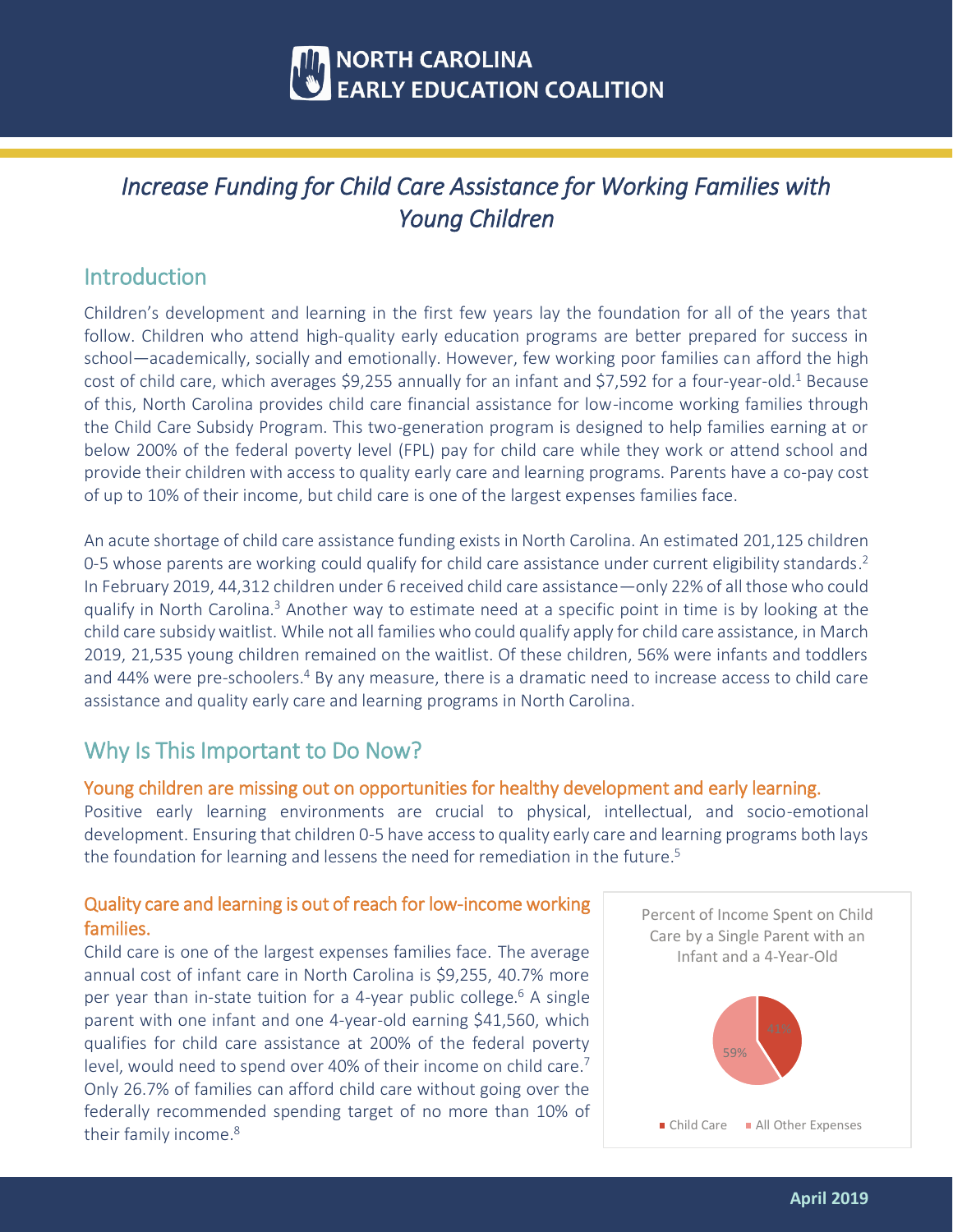# NORTH CAROLINA EARLY EDUCATION COALITION

## *Increase Funding for Child Care Assistance for Working Families with Young Children*

## Introduction

Children's development and learning in the first few years lay the foundation for all of the years that follow. Children who attend high-quality early education programs are better prepared for success in school—academically, socially and emotionally. However, few working poor families can afford the high cost of child care, which averages $9,255 annually for an infant and $7,592 for a four-year-old.[1] Because of this, North Carolina provides child care financial assistance for low-income working families through the Child Care Subsidy Program. This two-generation program is designed to help families earning at or below 200% of the federal poverty level (FPL) pay for child care while they work or attend school and provide their children with access to quality early care and learning programs. Parents have a co-pay cost of up to 10% of their income, but child care is one of the largest expenses families face.

An acute shortage of child care assistance funding exists in North Carolina. An estimated 201,125 children 0-5 whose parents are working could qualify for child care assistance under current eligibility standards.[2] In February 2019, 44,312 children under 6 received child care assistance—only 22% of all those who could qualify in North Carolina.[3] Another way to estimate need at a specific point in time is by looking at the child care subsidy waitlist. While not all families who could qualify apply for child care assistance, in March 2019, 21,535 young children remained on the waitlist. Of these children, 56% were infants and toddlers and 44% were pre-schoolers.[4] By any measure, there is a dramatic need to increase access to child care assistance and quality early care and learning programs in North Carolina.

## Why Is This Important to Do Now?

### Young children are missing out on opportunities for healthy development and early learning.

Positive early learning environments are crucial to physical, intellectual, and socio-emotional development. Ensuring that children 0-5 have access to quality early care and learning programs both lays the foundation for learning and lessens the need for remediation in the future.[5]

### Quality care and learning is out of reach for low-income working families.

Child care is one of the largest expenses families face. The average annual cost of infant care in North Carolina is $9,255, 40.7% more per year than in-state tuition for a 4-year public college.[6] A single parent with one infant and one 4-year-old earning $41,560, which qualifies for child care assistance at 200% of the federal poverty level, would need to spend over 40% of their income on child care.[7] Only 26.7% of families can afford child care without going over the federally recommended spending target of no more than 10% of their family income.[8]

Percent of Income Spent on Child Care by a Single Parent with an Infant and a 4-Year-Old

| Category | Percent |
|---|---|
| Child Care | 41% |
| All Other Expenses | 59% |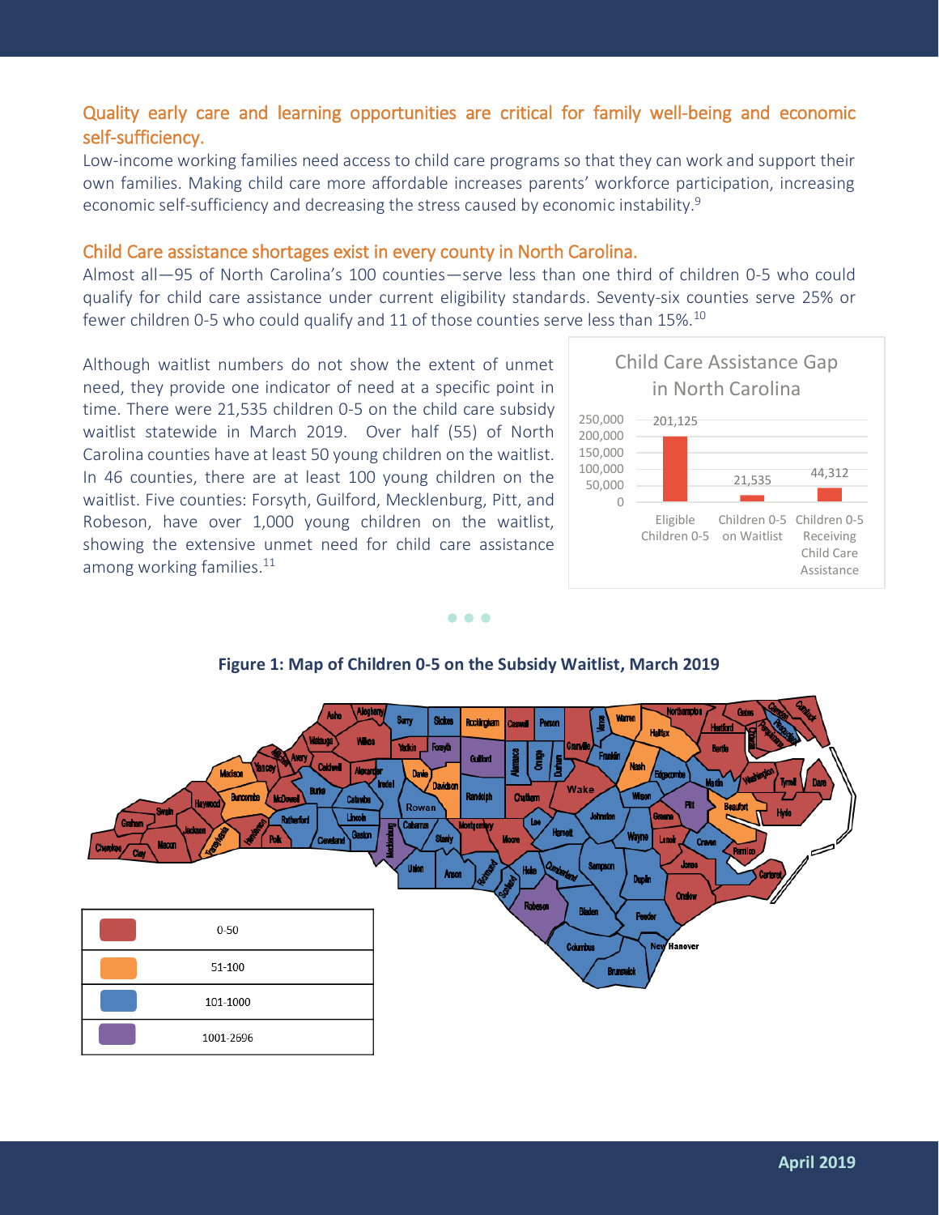## Quality early care and learning opportunities are critical for family well-being and economic self-sufficiency.

Low-income working families need access to child care programs so that they can work and support their own families. Making child care more affordable increases parents' workforce participation, increasing economic self-sufficiency and decreasing the stress caused by economic instability.[9]

## Child Care assistance shortages exist in every county in North Carolina.

Almost all—95 of North Carolina's 100 counties—serve less than one third of children 0-5 who could qualify for child care assistance under current eligibility standards. Seventy-six counties serve 25% or fewer children 0-5 who could qualify and 11 of those counties serve less than 15%.[10]

Although waitlist numbers do not show the extent of unmet need, they provide one indicator of need at a specific point in time. There were 21,535 children 0-5 on the child care subsidy waitlist statewide in March 2019. Over half (55) of North Carolina counties have at least 50 young children on the waitlist. In 46 counties, there are at least 100 young children on the waitlist. Five counties: Forsyth, Guilford, Mecklenburg, Pitt, and Robeson, have over 1,000 young children on the waitlist, showing the extensive unmet need for child care assistance among working families.[11]

**Child Care Assistance Gap in North Carolina**

| Category | Number |
|---|---|
| Eligible Children 0-5 | 201,125 |
| Children 0-5 on Waitlist | 21,535 |
| Children 0-5 Receiving Child Care Assistance | 44,312 |

**Figure 1: Map of Children 0-5 on the Subsidy Waitlist, March 2019**

| Legend |
|---|
| 0-50 |
| 51-100 |
| 101-1000 |
| 1001-2696 |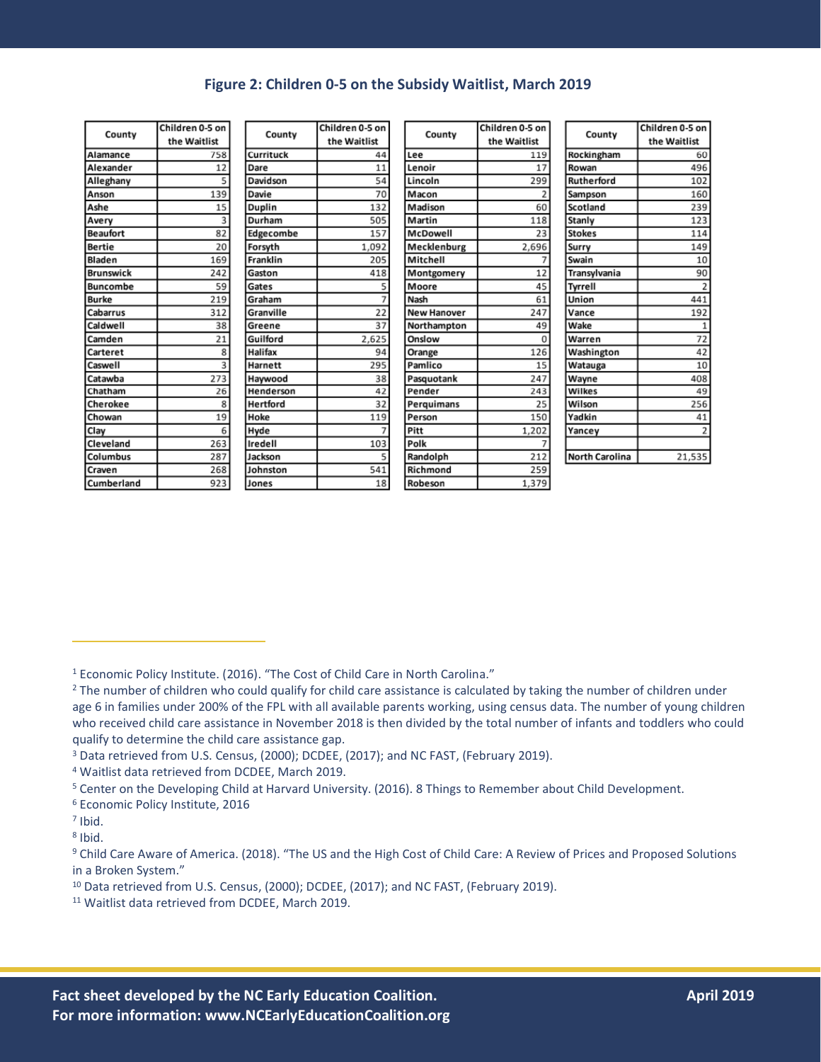### Figure 2: Children 0-5 on the Subsidy Waitlist, March 2019

| County | Children 0-5 on the Waitlist |
|---|---|
| Alamance | 758 |
| Alexander | 12 |
| Alleghany | 5 |
| Anson | 139 |
| Ashe | 15 |
| Avery | 3 |
| Beaufort | 82 |
| Bertie | 20 |
| Bladen | 169 |
| Brunswick | 242 |
| Buncombe | 59 |
| Burke | 219 |
| Cabarrus | 312 |
| Caldwell | 38 |
| Camden | 21 |
| Carteret | 8 |
| Caswell | 3 |
| Catawba | 273 |
| Chatham | 26 |
| Cherokee | 8 |
| Chowan | 19 |
| Clay | 6 |
| Cleveland | 263 |
| Columbus | 287 |
| Craven | 268 |
| Cumberland | 923 |

| County | Children 0-5 on the Waitlist |
|---|---|
| Currituck | 44 |
| Dare | 11 |
| Davidson | 54 |
| Davie | 70 |
| Duplin | 132 |
| Durham | 505 |
| Edgecombe | 157 |
| Forsyth | 1,092 |
| Franklin | 205 |
| Gaston | 418 |
| Gates | 5 |
| Graham | 7 |
| Granville | 22 |
| Greene | 37 |
| Guilford | 2,625 |
| Halifax | 94 |
| Harnett | 295 |
| Haywood | 38 |
| Henderson | 42 |
| Hertford | 32 |
| Hoke | 119 |
| Hyde | 7 |
| Iredell | 103 |
| Jackson | 5 |
| Johnston | 541 |
| Jones | 18 |

| County | Children 0-5 on the Waitlist |
|---|---|
| Lee | 119 |
| Lenoir | 17 |
| Lincoln | 299 |
| Macon | 2 |
| Madison | 60 |
| Martin | 118 |
| McDowell | 23 |
| Mecklenburg | 2,696 |
| Mitchell | 7 |
| Montgomery | 12 |
| Moore | 45 |
| Nash | 61 |
| New Hanover | 247 |
| Northampton | 49 |
| Onslow | 0 |
| Orange | 126 |
| Pamlico | 15 |
| Pasquotank | 247 |
| Pender | 243 |
| Perquimans | 25 |
| Person | 150 |
| Pitt | 1,202 |
| Polk | 7 |
| Randolph | 212 |
| Richmond | 259 |
| Robeson | 1,379 |

| County | Children 0-5 on the Waitlist |
|---|---|
| Rockingham | 60 |
| Rowan | 496 |
| Rutherford | 102 |
| Sampson | 160 |
| Scotland | 239 |
| Stanly | 123 |
| Stokes | 114 |
| Surry | 149 |
| Swain | 10 |
| Transylvania | 90 |
| Tyrrell | 2 |
| Union | 441 |
| Vance | 192 |
| Wake | 1 |
| Warren | 72 |
| Washington | 42 |
| Watauga | 10 |
| Wayne | 408 |
| Wilkes | 49 |
| Wilson | 256 |
| Yadkin | 41 |
| Yancey | 2 |
| | |
| North Carolina | 21,535 |

---

[1] Economic Policy Institute. (2016). "The Cost of Child Care in North Carolina."

[2] The number of children who could qualify for child care assistance is calculated by taking the number of children under age 6 in families under 200% of the FPL with all available parents working, using census data. The number of young children who received child care assistance in November 2018 is then divided by the total number of infants and toddlers who could qualify to determine the child care assistance gap.

[3] Data retrieved from U.S. Census, (2000); DCDEE, (2017); and NC FAST, (February 2019).

[4] Waitlist data retrieved from DCDEE, March 2019.

[5] Center on the Developing Child at Harvard University. (2016). 8 Things to Remember about Child Development.

[6] Economic Policy Institute, 2016

[7] Ibid.

[8] Ibid.

[9] Child Care Aware of America. (2018). "The US and the High Cost of Child Care: A Review of Prices and Proposed Solutions in a Broken System."

[10] Data retrieved from U.S. Census, (2000); DCDEE, (2017); and NC FAST, (February 2019).

[11] Waitlist data retrieved from DCDEE, March 2019.

**Fact sheet developed by the NC Early Education Coalition.**
**For more information: www.NCEarlyEducationCoalition.org**

**April 2019**